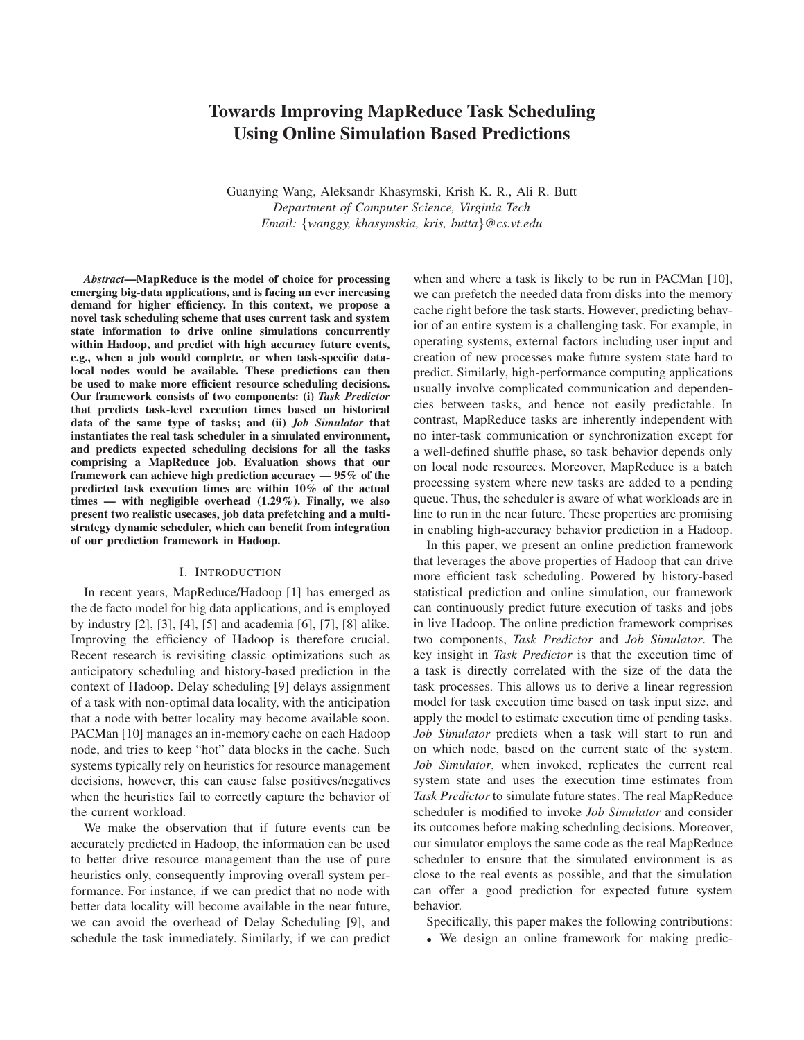// Towards Improving MapReduce Task Scheduling Using Online Simulation Based Predictions

Guanying Wang, Aleksandr Khasymski, Krish K. R., Ali R. Butt

*Department of Computer Science, Virginia Tech*

*Email: {wanggy, khasymskia, kris, butta}@cs.vt.edu*

***Abstract*—MapReduce is the model of choice for processing emerging big-data applications, and is facing an ever increasing demand for higher efficiency. In this context, we propose a novel task scheduling scheme that uses current task and system state information to drive online simulations concurrently within Hadoop, and predict with high accuracy future events, e.g., when a job would complete, or when task-specific data-local nodes would be available. These predictions can then be used to make more efficient resource scheduling decisions. Our framework consists of two components: (i) *Task Predictor* that predicts task-level execution times based on historical data of the same type of tasks; and (ii) *Job Simulator* that instantiates the real task scheduler in a simulated environment, and predicts expected scheduling decisions for all the tasks comprising a MapReduce job. Evaluation shows that our framework can achieve high prediction accuracy — 95% of the predicted task execution times are within 10% of the actual times — with negligible overhead (1.29%). Finally, we also present two realistic usecases, job data prefetching and a multi-strategy dynamic scheduler, which can benefit from integration of our prediction framework in Hadoop.**

## I. Introduction

In recent years, MapReduce/Hadoop [1] has emerged as the de facto model for big data applications, and is employed by industry [2], [3], [4], [5] and academia [6], [7], [8] alike. Improving the efficiency of Hadoop is therefore crucial. Recent research is revisiting classic optimizations such as anticipatory scheduling and history-based prediction in the context of Hadoop. Delay scheduling [9] delays assignment of a task with non-optimal data locality, with the anticipation that a node with better locality may become available soon. PACMan [10] manages an in-memory cache on each Hadoop node, and tries to keep "hot" data blocks in the cache. Such systems typically rely on heuristics for resource management decisions, however, this can cause false positives/negatives when the heuristics fail to correctly capture the behavior of the current workload.

We make the observation that if future events can be accurately predicted in Hadoop, the information can be used to better drive resource management than the use of pure heuristics only, consequently improving overall system performance. For instance, if we can predict that no node with better data locality will become available in the near future, we can avoid the overhead of Delay Scheduling [9], and schedule the task immediately. Similarly, if we can predict when and where a task is likely to be run in PACMan [10], we can prefetch the needed data from disks into the memory cache right before the task starts. However, predicting behavior of an entire system is a challenging task. For example, in operating systems, external factors including user input and creation of new processes make future system state hard to predict. Similarly, high-performance computing applications usually involve complicated communication and dependencies between tasks, and hence not easily predictable. In contrast, MapReduce tasks are inherently independent with no inter-task communication or synchronization except for a well-defined shuffle phase, so task behavior depends only on local node resources. Moreover, MapReduce is a batch processing system where new tasks are added to a pending queue. Thus, the scheduler is aware of what workloads are in line to run in the near future. These properties are promising in enabling high-accuracy behavior prediction in a Hadoop.

In this paper, we present an online prediction framework that leverages the above properties of Hadoop that can drive more efficient task scheduling. Powered by history-based statistical prediction and online simulation, our framework can continuously predict future execution of tasks and jobs in live Hadoop. The online prediction framework comprises two components, *Task Predictor* and *Job Simulator*. The key insight in *Task Predictor* is that the execution time of a task is directly correlated with the size of the data the task processes. This allows us to derive a linear regression model for task execution time based on task input size, and apply the model to estimate execution time of pending tasks. *Job Simulator* predicts when a task will start to run and on which node, based on the current state of the system. *Job Simulator*, when invoked, replicates the current real system state and uses the execution time estimates from *Task Predictor* to simulate future states. The real MapReduce scheduler is modified to invoke *Job Simulator* and consider its outcomes before making scheduling decisions. Moreover, our simulator employs the same code as the real MapReduce scheduler to ensure that the simulated environment is as close to the real events as possible, and that the simulation can offer a good prediction for expected future system behavior.

Specifically, this paper makes the following contributions:

- We design an online framework for making predic-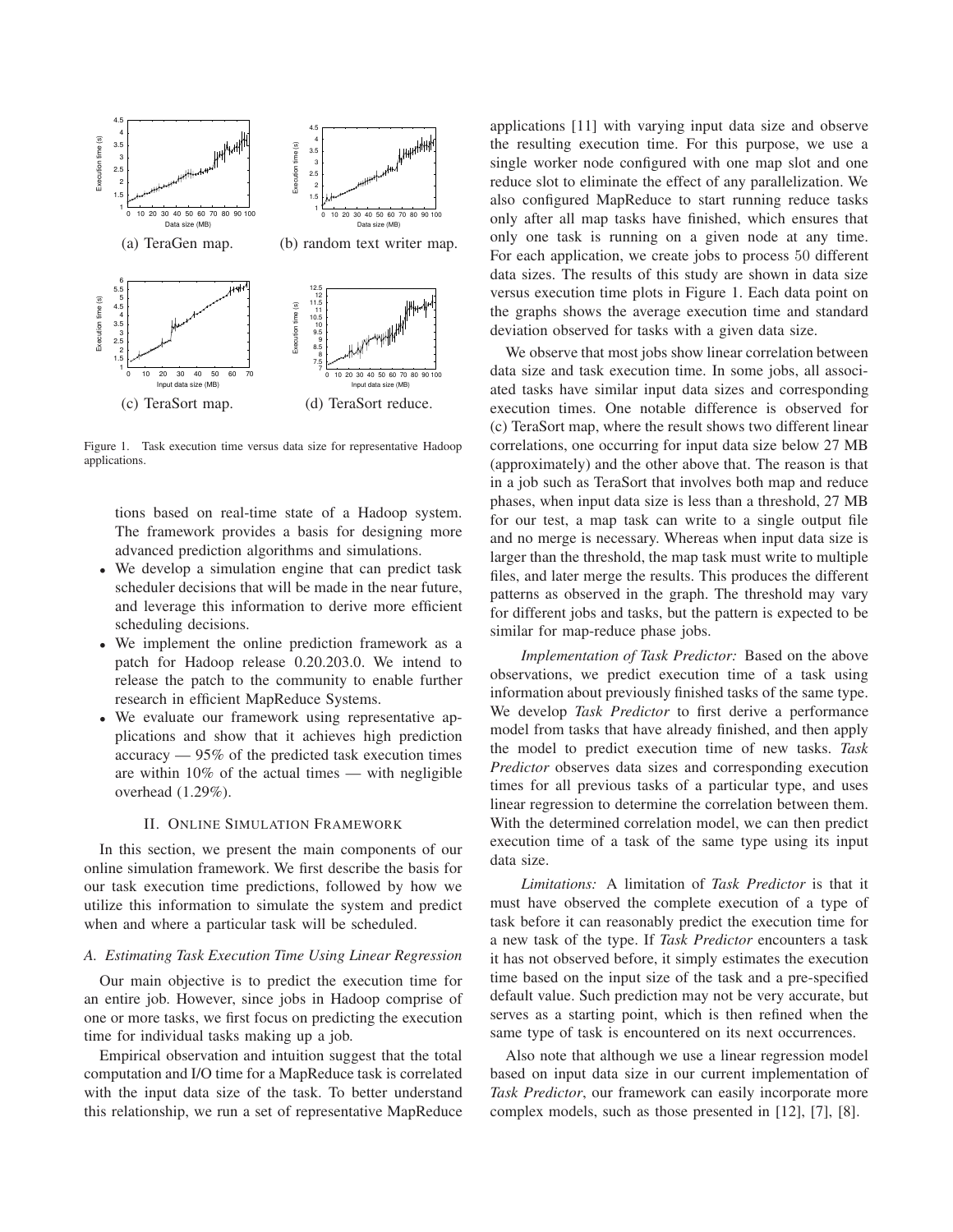(a) TeraGen map. (b) random text writer map.

(c) TeraSort map. (d) TeraSort reduce.

Figure 1. Task execution time versus data size for representative Hadoop applications.

tions based on real-time state of a Hadoop system. The framework provides a basis for designing more advanced prediction algorithms and simulations.

- We develop a simulation engine that can predict task scheduler decisions that will be made in the near future, and leverage this information to derive more efficient scheduling decisions.
- We implement the online prediction framework as a patch for Hadoop release 0.20.203.0. We intend to release the patch to the community to enable further research in efficient MapReduce Systems.
- We evaluate our framework using representative applications and show that it achieves high prediction accuracy — 95% of the predicted task execution times are within 10% of the actual times — with negligible overhead (1.29%).

## II. Online Simulation Framework

In this section, we present the main components of our online simulation framework. We first describe the basis for our task execution time predictions, followed by how we utilize this information to simulate the system and predict when and where a particular task will be scheduled.

### A. Estimating Task Execution Time Using Linear Regression

Our main objective is to predict the execution time for an entire job. However, since jobs in Hadoop comprise of one or more tasks, we first focus on predicting the execution time for individual tasks making up a job.

Empirical observation and intuition suggest that the total computation and I/O time for a MapReduce task is correlated with the input data size of the task. To better understand this relationship, we run a set of representative MapReduce applications [11] with varying input data size and observe the resulting execution time. For this purpose, we use a single worker node configured with one map slot and one reduce slot to eliminate the effect of any parallelization. We also configured MapReduce to start running reduce tasks only after all map tasks have finished, which ensures that only one task is running on a given node at any time. For each application, we create jobs to process 50 different data sizes. The results of this study are shown in data size versus execution time plots in Figure 1. Each data point on the graphs shows the average execution time and standard deviation observed for tasks with a given data size.

We observe that most jobs show linear correlation between data size and task execution time. In some jobs, all associated tasks have similar input data sizes and corresponding execution times. One notable difference is observed for (c) TeraSort map, where the result shows two different linear correlations, one occurring for input data size below 27 MB (approximately) and the other above that. The reason is that in a job such as TeraSort that involves both map and reduce phases, when input data size is less than a threshold, 27 MB for our test, a map task can write to a single output file and no merge is necessary. Whereas when input data size is larger than the threshold, the map task must write to multiple files, and later merge the results. This produces the different patterns as observed in the graph. The threshold may vary for different jobs and tasks, but the pattern is expected to be similar for map-reduce phase jobs.

*Implementation of Task Predictor:* Based on the above observations, we predict execution time of a task using information about previously finished tasks of the same type. We develop *Task Predictor* to first derive a performance model from tasks that have already finished, and then apply the model to predict execution time of new tasks. *Task Predictor* observes data sizes and corresponding execution times for all previous tasks of a particular type, and uses linear regression to determine the correlation between them. With the determined correlation model, we can then predict execution time of a task of the same type using its input data size.

*Limitations:* A limitation of *Task Predictor* is that it must have observed the complete execution of a type of task before it can reasonably predict the execution time for a new task of the type. If *Task Predictor* encounters a task it has not observed before, it simply estimates the execution time based on the input size of the task and a pre-specified default value. Such prediction may not be very accurate, but serves as a starting point, which is then refined when the same type of task is encountered on its next occurrences.

Also note that although we use a linear regression model based on input data size in our current implementation of *Task Predictor*, our framework can easily incorporate more complex models, such as those presented in [12], [7], [8].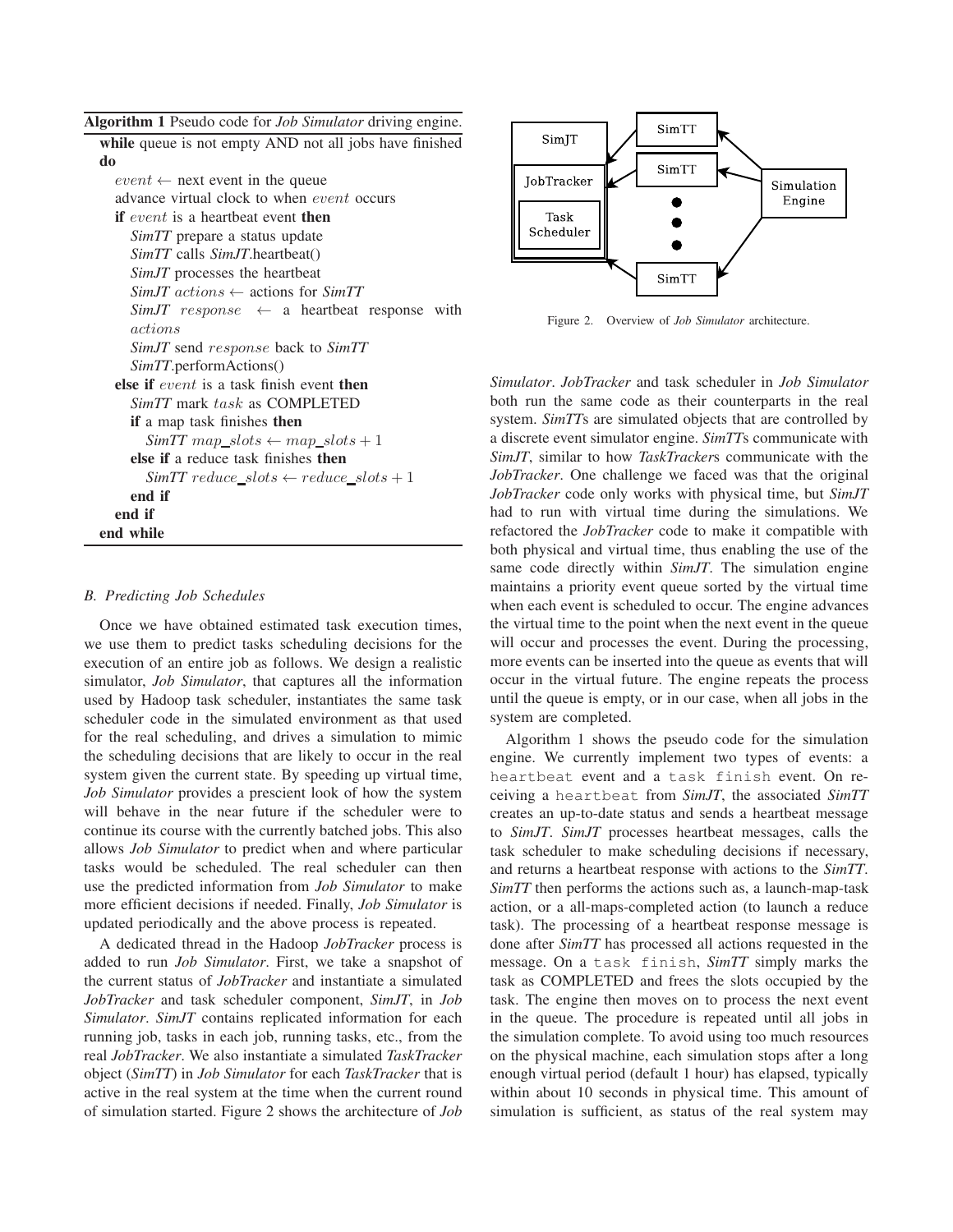**Algorithm 1** Pseudo code for *Job Simulator* driving engine.

```
while queue is not empty AND not all jobs have finished do
    event ← next event in the queue
    advance virtual clock to when event occurs
    if event is a heartbeat event then
        SimTT prepare a status update
        SimTT calls SimJT.heartbeat()
        SimJT processes the heartbeat
        SimJT actions ← actions for SimTT
        SimJT response ← a heartbeat response with actions
        SimJT send response back to SimTT
        SimTT.performActions()
    else if event is a task finish event then
        SimTT mark task as COMPLETED
        if a map task finishes then
            SimTT map_slots ← map_slots + 1
        else if a reduce task finishes then
            SimTT reduce_slots ← reduce_slots + 1
        end if
    end if
end while
```

### B. Predicting Job Schedules

Once we have obtained estimated task execution times, we use them to predict tasks scheduling decisions for the execution of an entire job as follows. We design a realistic simulator, *Job Simulator*, that captures all the information used by Hadoop task scheduler, instantiates the same task scheduler code in the simulated environment as that used for the real scheduling, and drives a simulation to mimic the scheduling decisions that are likely to occur in the real system given the current state. By speeding up virtual time, *Job Simulator* provides a prescient look of how the system will behave in the near future if the scheduler were to continue its course with the currently batched jobs. This also allows *Job Simulator* to predict when and where particular tasks would be scheduled. The real scheduler can then use the predicted information from *Job Simulator* to make more efficient decisions if needed. Finally, *Job Simulator* is updated periodically and the above process is repeated.

A dedicated thread in the Hadoop *JobTracker* process is added to run *Job Simulator*. First, we take a snapshot of the current status of *JobTracker* and instantiate a simulated *JobTracker* and task scheduler component, *SimJT*, in *Job Simulator*. *SimJT* contains replicated information for each running job, tasks in each job, running tasks, etc., from the real *JobTracker*. We also instantiate a simulated *TaskTracker* object (*SimTT*) in *Job Simulator* for each *TaskTracker* that is active in the real system at the time when the current round of simulation started. Figure 2 shows the architecture of *Job Simulator*. *JobTracker* and task scheduler in *Job Simulator* both run the same code as their counterparts in the real system. *SimTT*s are simulated objects that are controlled by a discrete event simulator engine. *SimTT*s communicate with *SimJT*, similar to how *TaskTracker*s communicate with the *JobTracker*. One challenge we faced was that the original *JobTracker* code only works with physical time, but *SimJT* had to run with virtual time during the simulations. We refactored the *JobTracker* code to make it compatible with both physical and virtual time, thus enabling the use of the same code directly within *SimJT*. The simulation engine maintains a priority event queue sorted by the virtual time when each event is scheduled to occur. The engine advances the virtual time to the point when the next event in the queue will occur and processes the event. During the processing, more events can be inserted into the queue as events that will occur in the virtual future. The engine repeats the process until the queue is empty, or in our case, when all jobs in the system are completed.

Figure 2. Overview of *Job Simulator* architecture.

Algorithm 1 shows the pseudo code for the simulation engine. We currently implement two types of events: a `heartbeat` event and a `task finish` event. On receiving a `heartbeat` from *SimJT*, the associated *SimTT* creates an up-to-date status and sends a heartbeat message to *SimJT*. *SimJT* processes heartbeat messages, calls the task scheduler to make scheduling decisions if necessary, and returns a heartbeat response with actions to the *SimTT*. *SimTT* then performs the actions such as, a launch-map-task action, or a all-maps-completed action (to launch a reduce task). The processing of a heartbeat response message is done after *SimTT* has processed all actions requested in the message. On a `task finish`, *SimTT* simply marks the task as COMPLETED and frees the slots occupied by the task. The engine then moves on to process the next event in the queue. The procedure is repeated until all jobs in the simulation complete. To avoid using too much resources on the physical machine, each simulation stops after a long enough virtual period (default 1 hour) has elapsed, typically within about 10 seconds in physical time. This amount of simulation is sufficient, as status of the real system may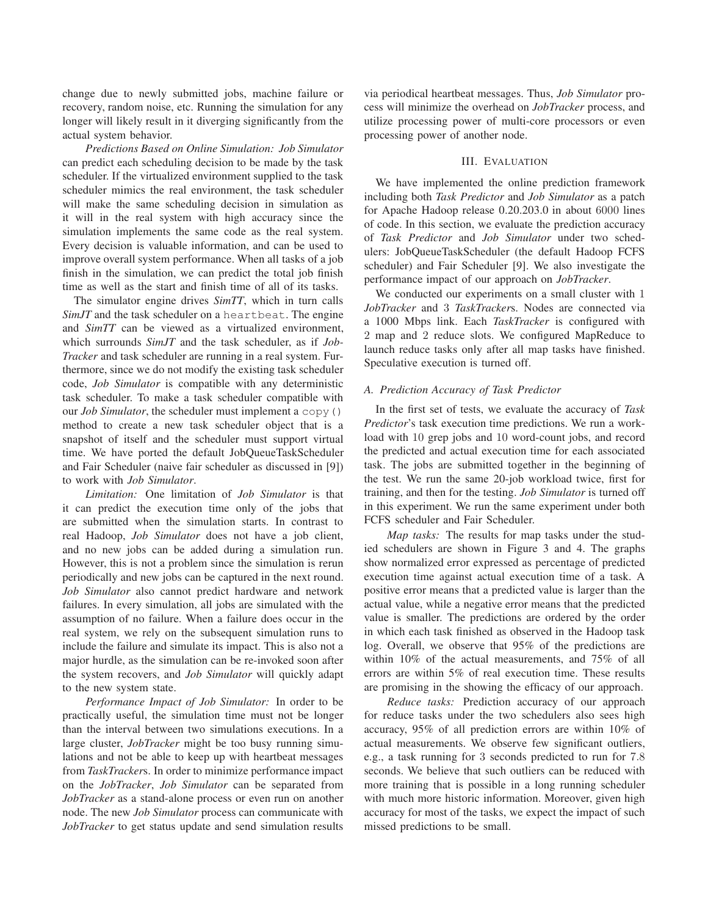change due to newly submitted jobs, machine failure or recovery, random noise, etc. Running the simulation for any longer will likely result in it diverging significantly from the actual system behavior.

*Predictions Based on Online Simulation:* *Job Simulator* can predict each scheduling decision to be made by the task scheduler. If the virtualized environment supplied to the task scheduler mimics the real environment, the task scheduler will make the same scheduling decision in simulation as it will in the real system with high accuracy since the simulation implements the same code as the real system. Every decision is valuable information, and can be used to improve overall system performance. When all tasks of a job finish in the simulation, we can predict the total job finish time as well as the start and finish time of all of its tasks.

The simulator engine drives *SimTT*, which in turn calls *SimJT* and the task scheduler on a `heartbeat`. The engine and *SimTT* can be viewed as a virtualized environment, which surrounds *SimJT* and the task scheduler, as if *JobTracker* and task scheduler are running in a real system. Furthermore, since we do not modify the existing task scheduler code, *Job Simulator* is compatible with any deterministic task scheduler. To make a task scheduler compatible with our *Job Simulator*, the scheduler must implement a `copy()` method to create a new task scheduler object that is a snapshot of itself and the scheduler must support virtual time. We have ported the default JobQueueTaskScheduler and Fair Scheduler (naive fair scheduler as discussed in [9]) to work with *Job Simulator*.

*Limitation:* One limitation of *Job Simulator* is that it can predict the execution time only of the jobs that are submitted when the simulation starts. In contrast to real Hadoop, *Job Simulator* does not have a job client, and no new jobs can be added during a simulation run. However, this is not a problem since the simulation is rerun periodically and new jobs can be captured in the next round. *Job Simulator* also cannot predict hardware and network failures. In every simulation, all jobs are simulated with the assumption of no failure. When a failure does occur in the real system, we rely on the subsequent simulation runs to include the failure and simulate its impact. This is also not a major hurdle, as the simulation can be re-invoked soon after the system recovers, and *Job Simulator* will quickly adapt to the new system state.

*Performance Impact of Job Simulator:* In order to be practically useful, the simulation time must not be longer than the interval between two simulations executions. In a large cluster, *JobTracker* might be too busy running simulations and not be able to keep up with heartbeat messages from *TaskTracker*s. In order to minimize performance impact on the *JobTracker*, *Job Simulator* can be separated from *JobTracker* as a stand-alone process or even run on another node. The new *Job Simulator* process can communicate with *JobTracker* to get status update and send simulation results via periodical heartbeat messages. Thus, *Job Simulator* process will minimize the overhead on *JobTracker* process, and utilize processing power of multi-core processors or even processing power of another node.

## III. Evaluation

We have implemented the online prediction framework including both *Task Predictor* and *Job Simulator* as a patch for Apache Hadoop release 0.20.203.0 in about 6000 lines of code. In this section, we evaluate the prediction accuracy of *Task Predictor* and *Job Simulator* under two schedulers: JobQueueTaskScheduler (the default Hadoop FCFS scheduler) and Fair Scheduler [9]. We also investigate the performance impact of our approach on *JobTracker*.

We conducted our experiments on a small cluster with 1 *JobTracker* and 3 *TaskTracker*s. Nodes are connected via a 1000 Mbps link. Each *TaskTracker* is configured with 2 map and 2 reduce slots. We configured MapReduce to launch reduce tasks only after all map tasks have finished. Speculative execution is turned off.

### A. Prediction Accuracy of Task Predictor

In the first set of tests, we evaluate the accuracy of *Task Predictor*'s task execution time predictions. We run a workload with 10 grep jobs and 10 word-count jobs, and record the predicted and actual execution time for each associated task. The jobs are submitted together in the beginning of the test. We run the same 20-job workload twice, first for training, and then for the testing. *Job Simulator* is turned off in this experiment. We run the same experiment under both FCFS scheduler and Fair Scheduler.

*Map tasks:* The results for map tasks under the studied schedulers are shown in Figure 3 and 4. The graphs show normalized error expressed as percentage of predicted execution time against actual execution time of a task. A positive error means that a predicted value is larger than the actual value, while a negative error means that the predicted value is smaller. The predictions are ordered by the order in which each task finished as observed in the Hadoop task log. Overall, we observe that 95% of the predictions are within 10% of the actual measurements, and 75% of all errors are within 5% of real execution time. These results are promising in the showing the efficacy of our approach.

*Reduce tasks:* Prediction accuracy of our approach for reduce tasks under the two schedulers also sees high accuracy, 95% of all prediction errors are within 10% of actual measurements. We observe few significant outliers, e.g., a task running for 3 seconds predicted to run for 7.8 seconds. We believe that such outliers can be reduced with more training that is possible in a long running scheduler with much more historic information. Moreover, given high accuracy for most of the tasks, we expect the impact of such missed predictions to be small.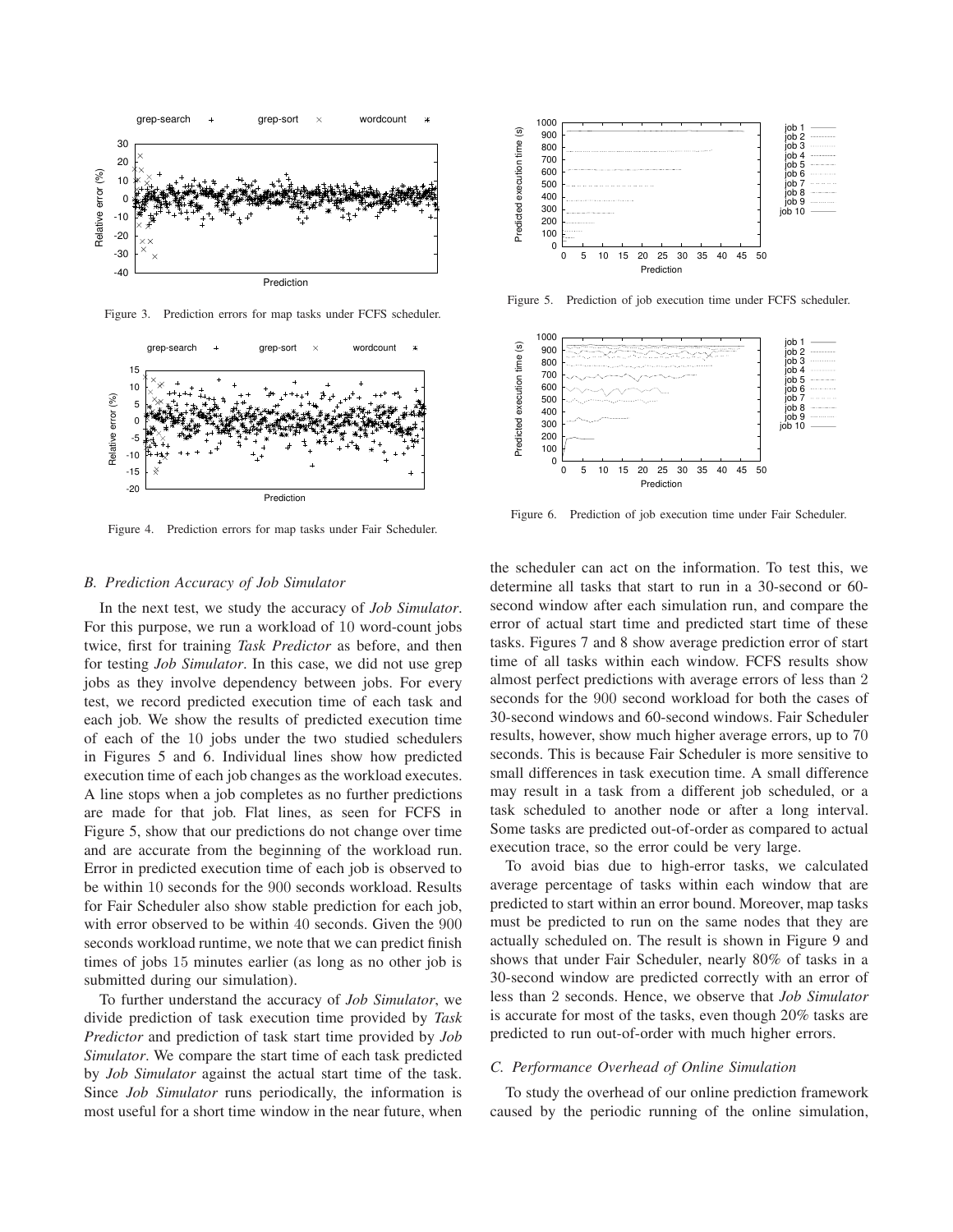Figure 3. Prediction errors for map tasks under FCFS scheduler.

Figure 4. Prediction errors for map tasks under Fair Scheduler.

Figure 5. Prediction of job execution time under FCFS scheduler.

Figure 6. Prediction of job execution time under Fair Scheduler.

### B. Prediction Accuracy of Job Simulator

In the next test, we study the accuracy of *Job Simulator*. For this purpose, we run a workload of 10 word-count jobs twice, first for training *Task Predictor* as before, and then for testing *Job Simulator*. In this case, we did not use grep jobs as they involve dependency between jobs. For every test, we record predicted execution time of each task and each job. We show the results of predicted execution time of each of the 10 jobs under the two studied schedulers in Figures 5 and 6. Individual lines show how predicted execution time of each job changes as the workload executes. A line stops when a job completes as no further predictions are made for that job. Flat lines, as seen for FCFS in Figure 5, show that our predictions do not change over time and are accurate from the beginning of the workload run. Error in predicted execution time of each job is observed to be within 10 seconds for the 900 seconds workload. Results for Fair Scheduler also show stable prediction for each job, with error observed to be within 40 seconds. Given the 900 seconds workload runtime, we note that we can predict finish times of jobs 15 minutes earlier (as long as no other job is submitted during our simulation).

To further understand the accuracy of *Job Simulator*, we divide prediction of task execution time provided by *Task Predictor* and prediction of task start time provided by *Job Simulator*. We compare the start time of each task predicted by *Job Simulator* against the actual start time of the task. Since *Job Simulator* runs periodically, the information is most useful for a short time window in the near future, when the scheduler can act on the information. To test this, we determine all tasks that start to run in a 30-second or 60-second window after each simulation run, and compare the error of actual start time and predicted start time of these tasks. Figures 7 and 8 show average prediction error of start time of all tasks within each window. FCFS results show almost perfect predictions with average errors of less than 2 seconds for the 900 second workload for both the cases of 30-second windows and 60-second windows. Fair Scheduler results, however, show much higher average errors, up to 70 seconds. This is because Fair Scheduler is more sensitive to small differences in task execution time. A small difference may result in a task from a different job scheduled, or a task scheduled to another node or after a long interval. Some tasks are predicted out-of-order as compared to actual execution trace, so the error could be very large.

To avoid bias due to high-error tasks, we calculated average percentage of tasks within each window that are predicted to start within an error bound. Moreover, map tasks must be predicted to run on the same nodes that they are actually scheduled on. The result is shown in Figure 9 and shows that under Fair Scheduler, nearly 80% of tasks in a 30-second window are predicted correctly with an error of less than 2 seconds. Hence, we observe that *Job Simulator* is accurate for most of the tasks, even though 20% tasks are predicted to run out-of-order with much higher errors.

### C. Performance Overhead of Online Simulation

To study the overhead of our online prediction framework caused by the periodic running of the online simulation,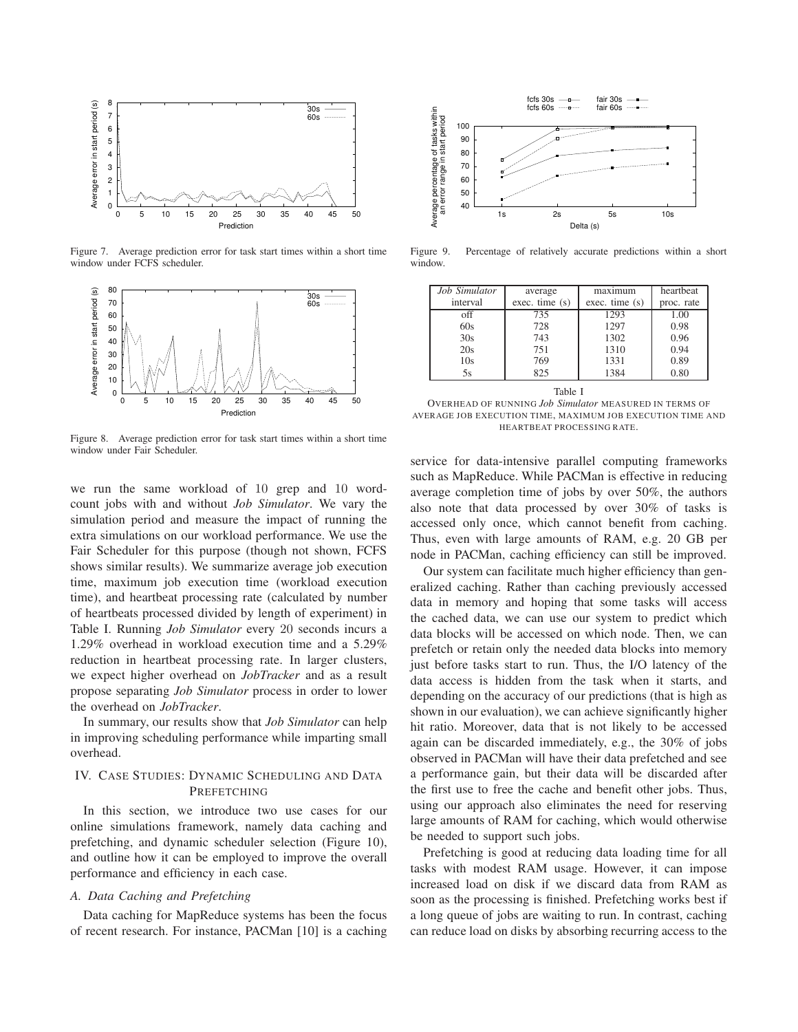Figure 7. Average prediction error for task start times within a short time window under FCFS scheduler.

Figure 8. Average prediction error for task start times within a short time window under Fair Scheduler.

Figure 9. Percentage of relatively accurate predictions within a short window.

| *Job Simulator* interval | average exec. time (s) | maximum exec. time (s) | heartbeat proc. rate |
|---|---|---|---|
| off | 735 | 1293 | 1.00 |
| 60s | 728 | 1297 | 0.98 |
| 30s | 743 | 1302 | 0.96 |
| 20s | 751 | 1310 | 0.94 |
| 10s | 769 | 1331 | 0.89 |
| 5s | 825 | 1384 | 0.80 |

Table I
OVERHEAD OF RUNNING *Job Simulator* MEASURED IN TERMS OF AVERAGE JOB EXECUTION TIME, MAXIMUM JOB EXECUTION TIME AND HEARTBEAT PROCESSING RATE.

we run the same workload of 10 grep and 10 word-count jobs with and without *Job Simulator*. We vary the simulation period and measure the impact of running the extra simulations on our workload performance. We use the Fair Scheduler for this purpose (though not shown, FCFS shows similar results). We summarize average job execution time, maximum job execution time (workload execution time), and heartbeat processing rate (calculated by number of heartbeats processed divided by length of experiment) in Table I. Running *Job Simulator* every 20 seconds incurs a 1.29% overhead in workload execution time and a 5.29% reduction in heartbeat processing rate. In larger clusters, we expect higher overhead on *JobTracker* and as a result propose separating *Job Simulator* process in order to lower the overhead on *JobTracker*.

In summary, our results show that *Job Simulator* can help in improving scheduling performance while imparting small overhead.

## IV. Case Studies: Dynamic Scheduling and Data Prefetching

In this section, we introduce two use cases for our online simulations framework, namely data caching and prefetching, and dynamic scheduler selection (Figure 10), and outline how it can be employed to improve the overall performance and efficiency in each case.

### A. Data Caching and Prefetching

Data caching for MapReduce systems has been the focus of recent research. For instance, PACMan [10] is a caching service for data-intensive parallel computing frameworks such as MapReduce. While PACMan is effective in reducing average completion time of jobs by over 50%, the authors also note that data processed by over 30% of tasks is accessed only once, which cannot benefit from caching. Thus, even with large amounts of RAM, e.g. 20 GB per node in PACMan, caching efficiency can still be improved.

Our system can facilitate much higher efficiency than generalized caching. Rather than caching previously accessed data in memory and hoping that some tasks will access the cached data, we can use our system to predict which data blocks will be accessed on which node. Then, we can prefetch or retain only the needed data blocks into memory just before tasks start to run. Thus, the I/O latency of the data access is hidden from the task when it starts, and depending on the accuracy of our predictions (that is high as shown in our evaluation), we can achieve significantly higher hit ratio. Moreover, data that is not likely to be accessed again can be discarded immediately, e.g., the 30% of jobs observed in PACMan will have their data prefetched and see a performance gain, but their data will be discarded after the first use to free the cache and benefit other jobs. Thus, using our approach also eliminates the need for reserving large amounts of RAM for caching, which would otherwise be needed to support such jobs.

Prefetching is good at reducing data loading time for all tasks with modest RAM usage. However, it can impose increased load on disk if we discard data from RAM as soon as the processing is finished. Prefetching works best if a long queue of jobs are waiting to run. In contrast, caching can reduce load on disks by absorbing recurring access to the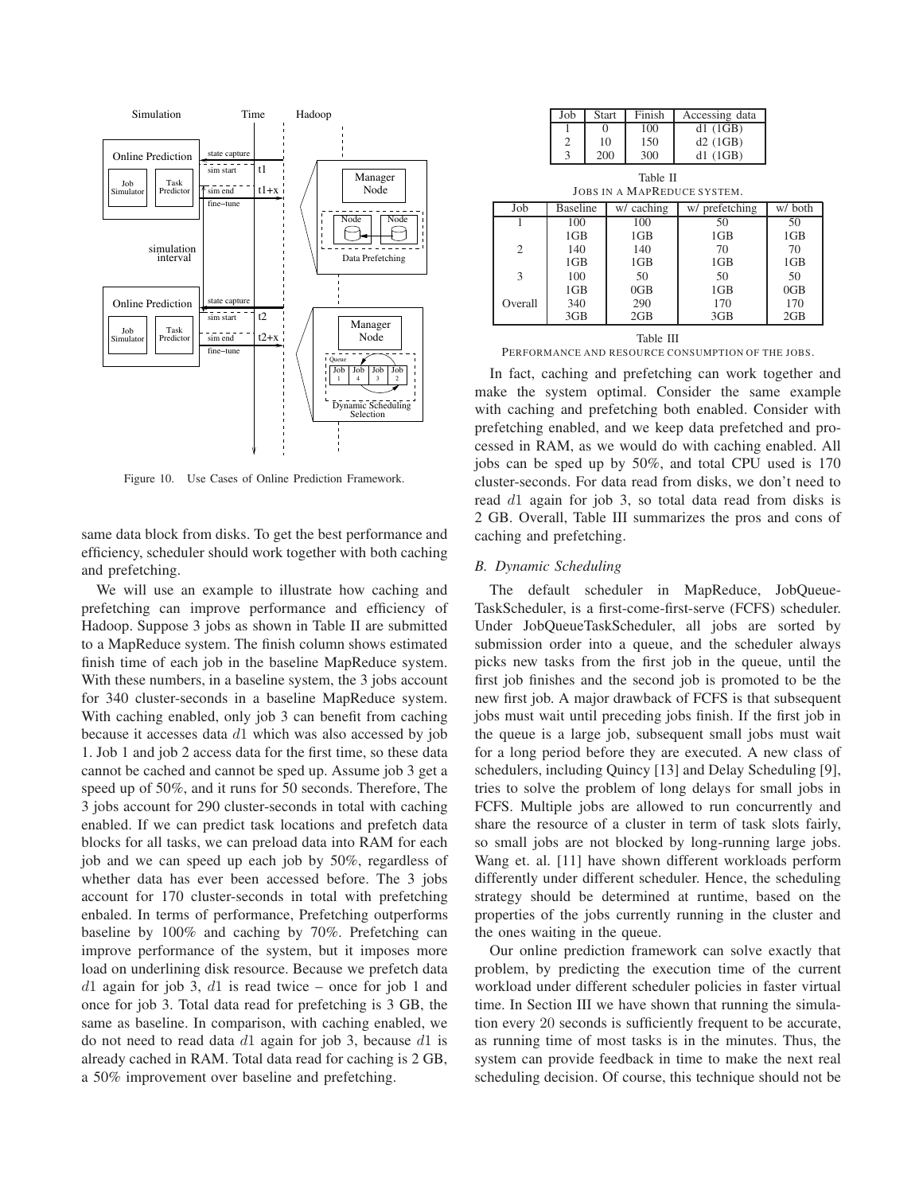Figure 10. Use Cases of Online Prediction Framework.

same data block from disks. To get the best performance and efficiency, scheduler should work together with both caching and prefetching.

We will use an example to illustrate how caching and prefetching can improve performance and efficiency of Hadoop. Suppose 3 jobs as shown in Table II are submitted to a MapReduce system. The finish column shows estimated finish time of each job in the baseline MapReduce system. With these numbers, in a baseline system, the 3 jobs account for 340 cluster-seconds in a baseline MapReduce system. With caching enabled, only job 3 can benefit from caching because it accesses data $d1$ which was also accessed by job 1. Job 1 and job 2 access data for the first time, so these data cannot be cached and cannot be sped up. Assume job 3 get a speed up of 50%, and it runs for 50 seconds. Therefore, The 3 jobs account for 290 cluster-seconds in total with caching enabled. If we can predict task locations and prefetch data blocks for all tasks, we can preload data into RAM for each job and we can speed up each job by 50%, regardless of whether data has ever been accessed before. The 3 jobs account for 170 cluster-seconds in total with prefetching enbaled. In terms of performance, Prefetching outperforms baseline by 100% and caching by 70%. Prefetching can improve performance of the system, but it imposes more load on underlining disk resource. Because we prefetch data $d1$ again for job 3, $d1$ is read twice – once for job 1 and once for job 3. Total data read for prefetching is 3 GB, the same as baseline. In comparison, with caching enabled, we do not need to read data $d1$ again for job 3, because $d1$ is already cached in RAM. Total data read for caching is 2 GB, a 50% improvement over baseline and prefetching.

| Job | Start | Finish | Accessing data |
|---|---|---|---|
| 1 | 0 | 100 | d1 (1GB) |
| 2 | 10 | 150 | d2 (1GB) |
| 3 | 200 | 300 | d1 (1GB) |

Table II
JOBS IN A MAPREDUCE SYSTEM.

| Job | Baseline | w/ caching | w/ prefetching | w/ both |
|---|---|---|---|---|
| 1 | 100 | 100 | 50 | 50 |
| | 1GB | 1GB | 1GB | 1GB |
| 2 | 140 | 140 | 70 | 70 |
| | 1GB | 1GB | 1GB | 1GB |
| 3 | 100 | 50 | 50 | 50 |
| | 1GB | 0GB | 1GB | 0GB |
| Overall | 340 | 290 | 170 | 170 |
| | 3GB | 2GB | 3GB | 2GB |

Table III
PERFORMANCE AND RESOURCE CONSUMPTION OF THE JOBS.

In fact, caching and prefetching can work together and make the system optimal. Consider the same example with caching and prefetching both enabled. Consider with prefetching enabled, and we keep data prefetched and processed in RAM, as we would do with caching enabled. All jobs can be sped up by 50%, and total CPU used is 170 cluster-seconds. For data read from disks, we don't need to read $d1$ again for job 3, so total data read from disks is 2 GB. Overall, Table III summarizes the pros and cons of caching and prefetching.

### *B. Dynamic Scheduling*

The default scheduler in MapReduce, JobQueueTaskScheduler, is a first-come-first-serve (FCFS) scheduler. Under JobQueueTaskScheduler, all jobs are sorted by submission order into a queue, and the scheduler always picks new tasks from the first job in the queue, until the first job finishes and the second job is promoted to be the new first job. A major drawback of FCFS is that subsequent jobs must wait until preceding jobs finish. If the first job in the queue is a large job, subsequent small jobs must wait for a long period before they are executed. A new class of schedulers, including Quincy [13] and Delay Scheduling [9], tries to solve the problem of long delays for small jobs in FCFS. Multiple jobs are allowed to run concurrently and share the resource of a cluster in term of task slots fairly, so small jobs are not blocked by long-running large jobs. Wang et. al. [11] have shown different workloads perform differently under different scheduler. Hence, the scheduling strategy should be determined at runtime, based on the properties of the jobs currently running in the cluster and the ones waiting in the queue.

Our online prediction framework can solve exactly that problem, by predicting the execution time of the current workload under different scheduler policies in faster virtual time. In Section III we have shown that running the simulation every 20 seconds is sufficiently frequent to be accurate, as running time of most tasks is in the minutes. Thus, the system can provide feedback in time to make the next real scheduling decision. Of course, this technique should not be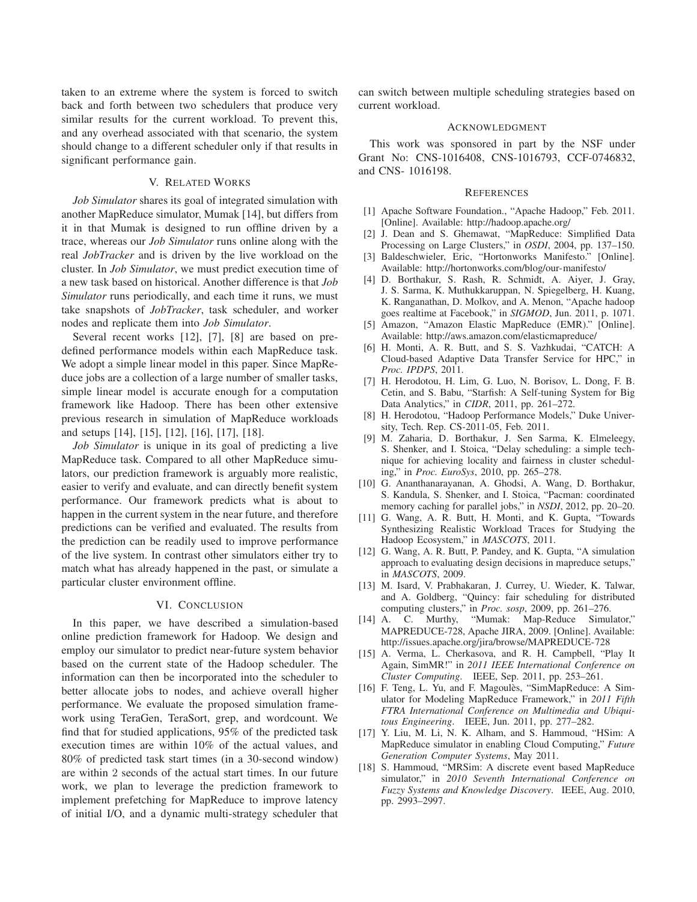taken to an extreme where the system is forced to switch back and forth between two schedulers that produce very similar results for the current workload. To prevent this, and any overhead associated with that scenario, the system should change to a different scheduler only if that results in significant performance gain.

## V. Related Works

*Job Simulator* shares its goal of integrated simulation with another MapReduce simulator, Mumak [14], but differs from it in that Mumak is designed to run offline driven by a trace, whereas our *Job Simulator* runs online along with the real *JobTracker* and is driven by the live workload on the cluster. In *Job Simulator*, we must predict execution time of a new task based on historical. Another difference is that *Job Simulator* runs periodically, and each time it runs, we must take snapshots of *JobTracker*, task scheduler, and worker nodes and replicate them into *Job Simulator*.

Several recent works [12], [7], [8] are based on predefined performance models within each MapReduce task. We adopt a simple linear model in this paper. Since MapReduce jobs are a collection of a large number of smaller tasks, simple linear model is accurate enough for a computation framework like Hadoop. There has been other extensive previous research in simulation of MapReduce workloads and setups [14], [15], [12], [16], [17], [18].

*Job Simulator* is unique in its goal of predicting a live MapReduce task. Compared to all other MapReduce simulators, our prediction framework is arguably more realistic, easier to verify and evaluate, and can directly benefit system performance. Our framework predicts what is about to happen in the current system in the near future, and therefore predictions can be verified and evaluated. The results from the prediction can be readily used to improve performance of the live system. In contrast other simulators either try to match what has already happened in the past, or simulate a particular cluster environment offline.

## VI. Conclusion

In this paper, we have described a simulation-based online prediction framework for Hadoop. We design and employ our simulator to predict near-future system behavior based on the current state of the Hadoop scheduler. The information can then be incorporated into the scheduler to better allocate jobs to nodes, and achieve overall higher performance. We evaluate the proposed simulation framework using TeraGen, TeraSort, grep, and wordcount. We find that for studied applications, 95% of the predicted task execution times are within 10% of the actual values, and 80% of predicted task start times (in a 30-second window) are within 2 seconds of the actual start times. In our future work, we plan to leverage the prediction framework to implement prefetching for MapReduce to improve latency of initial I/O, and a dynamic multi-strategy scheduler that can switch between multiple scheduling strategies based on current workload.

## Acknowledgment

This work was sponsored in part by the NSF under Grant No: CNS-1016408, CNS-1016793, CCF-0746832, and CNS- 1016198.

## References

[1] Apache Software Foundation., "Apache Hadoop," Feb. 2011. [Online]. Available: http://hadoop.apache.org/

[2] J. Dean and S. Ghemawat, "MapReduce: Simplified Data Processing on Large Clusters," in *OSDI*, 2004, pp. 137–150.

[3] Baldeschwieler, Eric, "Hortonworks Manifesto." [Online]. Available: http://hortonworks.com/blog/our-manifesto/

[4] D. Borthakur, S. Rash, R. Schmidt, A. Aiyer, J. Gray, J. S. Sarma, K. Muthukkaruppan, N. Spiegelberg, H. Kuang, K. Ranganathan, D. Molkov, and A. Menon, "Apache hadoop goes realtime at Facebook," in *SIGMOD*, Jun. 2011, p. 1071.

[5] Amazon, "Amazon Elastic MapReduce (EMR)." [Online]. Available: http://aws.amazon.com/elasticmapreduce/

[6] H. Monti, A. R. Butt, and S. S. Vazhkudai, "CATCH: A Cloud-based Adaptive Data Transfer Service for HPC," in *Proc. IPDPS*, 2011.

[7] H. Herodotou, H. Lim, G. Luo, N. Borisov, L. Dong, F. B. Cetin, and S. Babu, "Starfish: A Self-tuning System for Big Data Analytics," in *CIDR*, 2011, pp. 261–272.

[8] H. Herodotou, "Hadoop Performance Models," Duke University, Tech. Rep. CS-2011-05, Feb. 2011.

[9] M. Zaharia, D. Borthakur, J. Sen Sarma, K. Elmeleegy, S. Shenker, and I. Stoica, "Delay scheduling: a simple technique for achieving locality and fairness in cluster scheduling," in *Proc. EuroSys*, 2010, pp. 265–278.

[10] G. Ananthanarayanan, A. Ghodsi, A. Wang, D. Borthakur, S. Kandula, S. Shenker, and I. Stoica, "Pacman: coordinated memory caching for parallel jobs," in *NSDI*, 2012, pp. 20–20.

[11] G. Wang, A. R. Butt, H. Monti, and K. Gupta, "Towards Synthesizing Realistic Workload Traces for Studying the Hadoop Ecosystem," in *MASCOTS*, 2011.

[12] G. Wang, A. R. Butt, P. Pandey, and K. Gupta, "A simulation approach to evaluating design decisions in mapreduce setups," in *MASCOTS*, 2009.

[13] M. Isard, V. Prabhakaran, J. Currey, U. Wieder, K. Talwar, and A. Goldberg, "Quincy: fair scheduling for distributed computing clusters," in *Proc. sosp*, 2009, pp. 261–276.

[14] A. C. Murthy, "Mumak: Map-Reduce Simulator," MAPREDUCE-728, Apache JIRA, 2009. [Online]. Available: http://issues.apache.org/jira/browse/MAPREDUCE-728

[15] A. Verma, L. Cherkasova, and R. H. Campbell, "Play It Again, SimMR!" in *2011 IEEE International Conference on Cluster Computing*. IEEE, Sep. 2011, pp. 253–261.

[16] F. Teng, L. Yu, and F. Magoulès, "SimMapReduce: A Simulator for Modeling MapReduce Framework," in *2011 Fifth FTRA International Conference on Multimedia and Ubiquitous Engineering*. IEEE, Jun. 2011, pp. 277–282.

[17] Y. Liu, M. Li, N. K. Alham, and S. Hammoud, "HSim: A MapReduce simulator in enabling Cloud Computing," *Future Generation Computer Systems*, May 2011.

[18] S. Hammoud, "MRSim: A discrete event based MapReduce simulator," in *2010 Seventh International Conference on Fuzzy Systems and Knowledge Discovery*. IEEE, Aug. 2010, pp. 2993–2997.